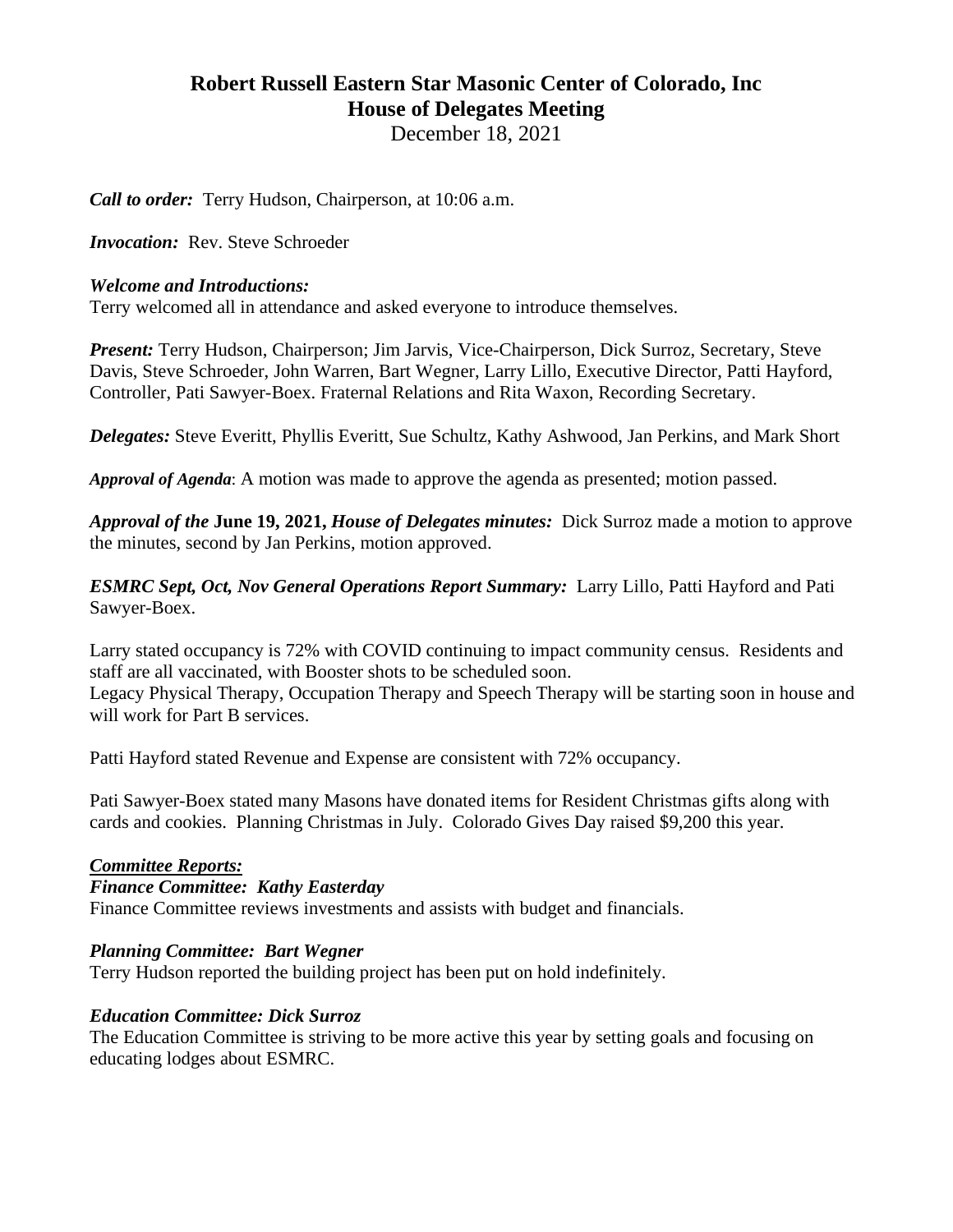# Robert Russell Eastern Star Masonic Center of Colorado, Inc
## House of Delegates Meeting
December 18, 2021

***Call to order:*** Terry Hudson, Chairperson, at 10:06 a.m.

***Invocation:*** Rev. Steve Schroeder

***Welcome and Introductions:***
Terry welcomed all in attendance and asked everyone to introduce themselves.

***Present:*** Terry Hudson, Chairperson; Jim Jarvis, Vice-Chairperson, Dick Surroz, Secretary, Steve Davis, Steve Schroeder, John Warren, Bart Wegner, Larry Lillo, Executive Director, Patti Hayford, Controller, Pati Sawyer-Boex. Fraternal Relations and Rita Waxon, Recording Secretary.

***Delegates:*** Steve Everitt, Phyllis Everitt, Sue Schultz, Kathy Ashwood, Jan Perkins, and Mark Short

***Approval of Agenda***: A motion was made to approve the agenda as presented; motion passed.

***Approval of the* June 19, 2021, *House of Delegates minutes:*** Dick Surroz made a motion to approve the minutes, second by Jan Perkins, motion approved.

***ESMRC Sept, Oct, Nov General Operations Report Summary:*** Larry Lillo, Patti Hayford and Pati Sawyer-Boex.

Larry stated occupancy is 72% with COVID continuing to impact community census. Residents and staff are all vaccinated, with Booster shots to be scheduled soon.
Legacy Physical Therapy, Occupation Therapy and Speech Therapy will be starting soon in house and will work for Part B services.

Patti Hayford stated Revenue and Expense are consistent with 72% occupancy.

Pati Sawyer-Boex stated many Masons have donated items for Resident Christmas gifts along with cards and cookies. Planning Christmas in July. Colorado Gives Day raised $9,200 this year.

***Committee Reports:***

***Finance Committee: Kathy Easterday***
Finance Committee reviews investments and assists with budget and financials.

***Planning Committee: Bart Wegner***
Terry Hudson reported the building project has been put on hold indefinitely.

***Education Committee: Dick Surroz***
The Education Committee is striving to be more active this year by setting goals and focusing on educating lodges about ESMRC.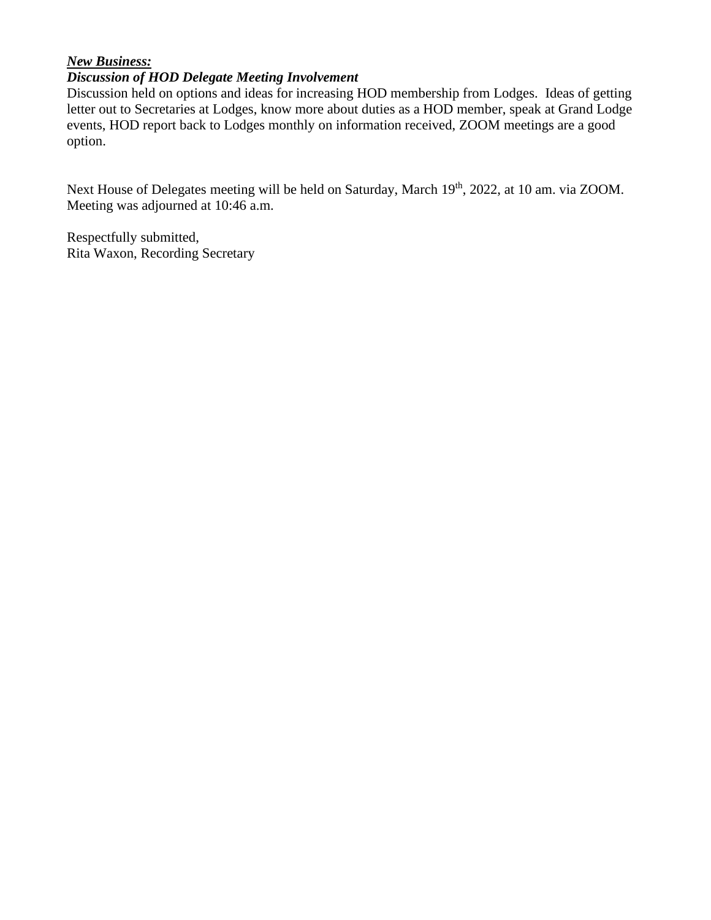***New Business:***

***Discussion of HOD Delegate Meeting Involvement***

Discussion held on options and ideas for increasing HOD membership from Lodges. Ideas of getting letter out to Secretaries at Lodges, know more about duties as a HOD member, speak at Grand Lodge events, HOD report back to Lodges monthly on information received, ZOOM meetings are a good option.

Next House of Delegates meeting will be held on Saturday, March 19th, 2022, at 10 am. via ZOOM. Meeting was adjourned at 10:46 a.m.

Respectfully submitted,
Rita Waxon, Recording Secretary